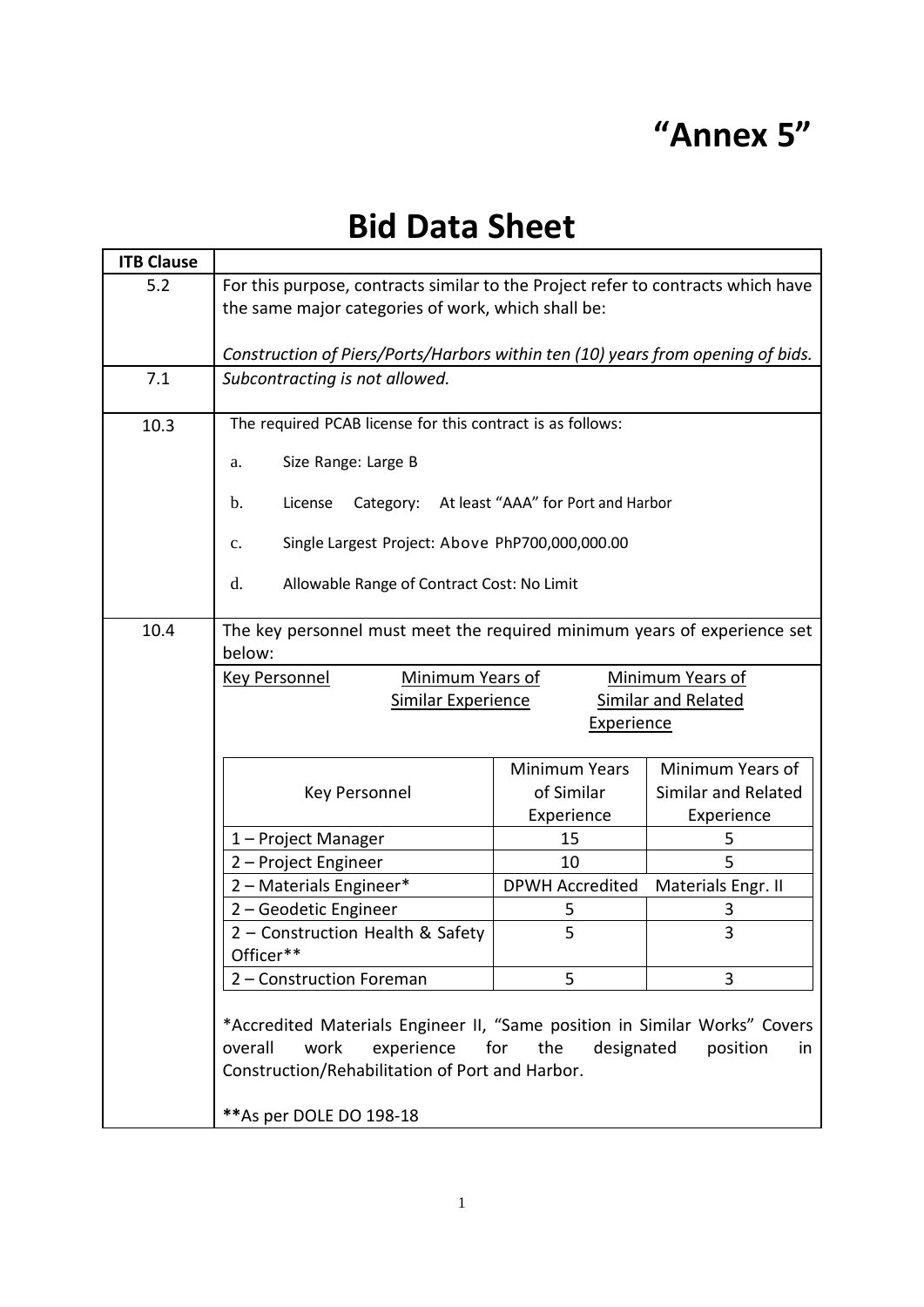# "Annex 5"

# Bid Data Sheet

| ITB Clause | |
|---|---|
| 5.2 | For this purpose, contracts similar to the Project refer to contracts which have the same major categories of work, which shall be:<br><br>*Construction of Piers/Ports/Harbors within ten (10) years from opening of bids.* |
| 7.1 | *Subcontracting is not allowed.* |
| 10.3 | The required PCAB license for this contract is as follows:<br><br>a. Size Range: Large B<br><br>b. License Category: At least "AAA" for Port and Harbor<br><br>c. Single Largest Project: Above PhP700,000,000.00<br><br>d. Allowable Range of Contract Cost: No Limit |
| 10.4 | The key personnel must meet the required minimum years of experience set below:<br><br><u>Key Personnel</u> <u>Minimum Years of Similar Experience</u> <u>Minimum Years of Similar and Related Experience</u> |

| Key Personnel | Minimum Years of Similar Experience | Minimum Years of Similar and Related Experience |
|---|---|---|
| 1 – Project Manager | 15 | 5 |
| 2 – Project Engineer | 10 | 5 |
| 2 – Materials Engineer* | DPWH Accredited | Materials Engr. II |
| 2 – Geodetic Engineer | 5 | 3 |
| 2 – Construction Health & Safety Officer** | 5 | 3 |
| 2 – Construction Foreman | 5 | 3 |

*Accredited Materials Engineer II, "Same position in Similar Works" Covers overall work experience for the designated position in Construction/Rehabilitation of Port and Harbor.

**As per DOLE DO 198-18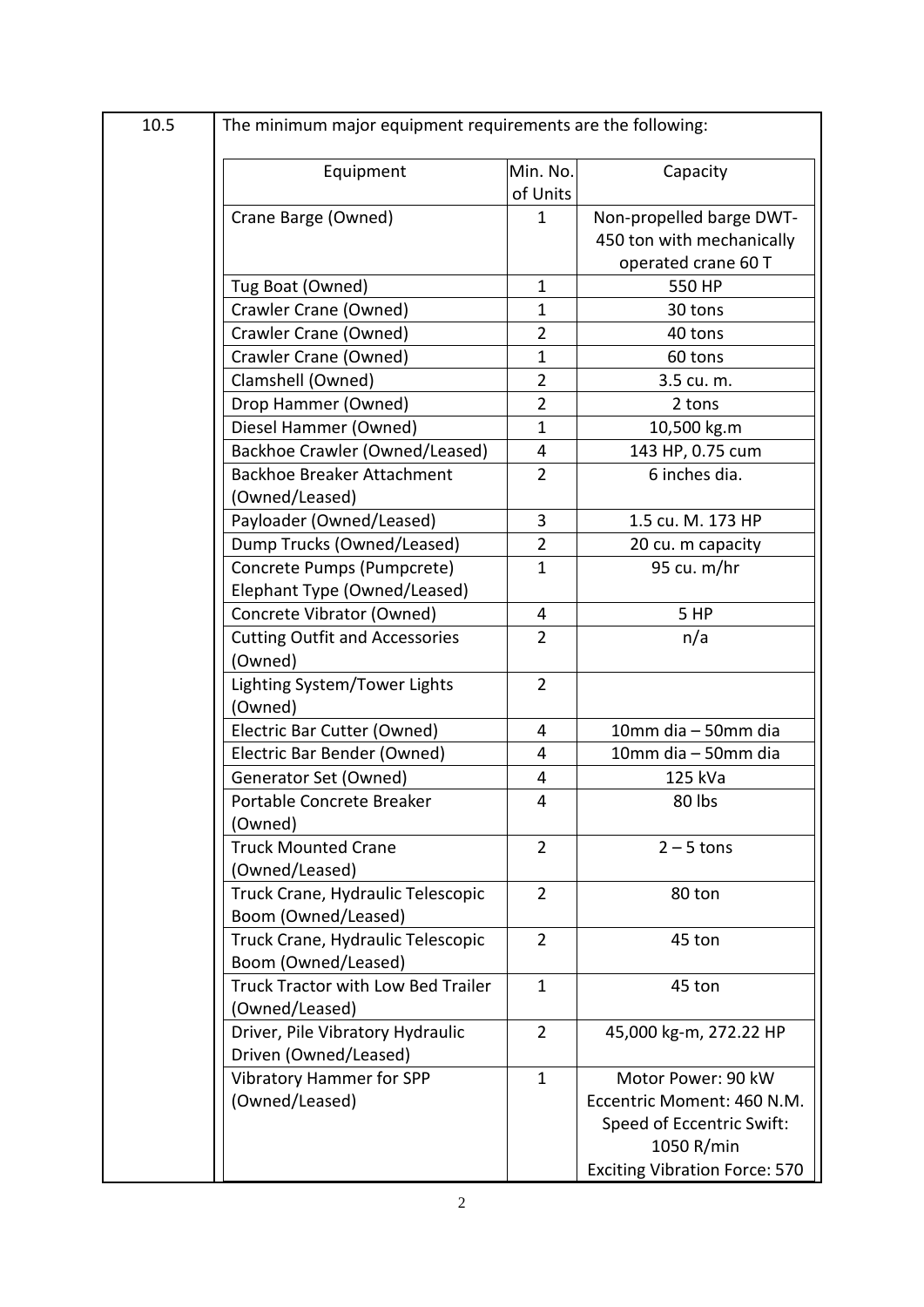10.5 The minimum major equipment requirements are the following:

| Equipment | Min. No. of Units | Capacity |
|---|---|---|
| Crane Barge (Owned) | 1 | Non-propelled barge DWT-450 ton with mechanically operated crane 60 T |
| Tug Boat (Owned) | 1 | 550 HP |
| Crawler Crane (Owned) | 1 | 30 tons |
| Crawler Crane (Owned) | 2 | 40 tons |
| Crawler Crane (Owned) | 1 | 60 tons |
| Clamshell (Owned) | 2 | 3.5 cu. m. |
| Drop Hammer (Owned) | 2 | 2 tons |
| Diesel Hammer (Owned) | 1 | 10,500 kg.m |
| Backhoe Crawler (Owned/Leased) | 4 | 143 HP, 0.75 cum |
| Backhoe Breaker Attachment (Owned/Leased) | 2 | 6 inches dia. |
| Payloader (Owned/Leased) | 3 | 1.5 cu. M. 173 HP |
| Dump Trucks (Owned/Leased) | 2 | 20 cu. m capacity |
| Concrete Pumps (Pumpcrete) Elephant Type (Owned/Leased) | 1 | 95 cu. m/hr |
| Concrete Vibrator (Owned) | 4 | 5 HP |
| Cutting Outfit and Accessories (Owned) | 2 | n/a |
| Lighting System/Tower Lights (Owned) | 2 | |
| Electric Bar Cutter (Owned) | 4 | 10mm dia – 50mm dia |
| Electric Bar Bender (Owned) | 4 | 10mm dia – 50mm dia |
| Generator Set (Owned) | 4 | 125 kVa |
| Portable Concrete Breaker (Owned) | 4 | 80 lbs |
| Truck Mounted Crane (Owned/Leased) | 2 | 2 – 5 tons |
| Truck Crane, Hydraulic Telescopic Boom (Owned/Leased) | 2 | 80 ton |
| Truck Crane, Hydraulic Telescopic Boom (Owned/Leased) | 2 | 45 ton |
| Truck Tractor with Low Bed Trailer (Owned/Leased) | 1 | 45 ton |
| Driver, Pile Vibratory Hydraulic Driven (Owned/Leased) | 2 | 45,000 kg-m, 272.22 HP |
| Vibratory Hammer for SPP (Owned/Leased) | 1 | Motor Power: 90 kW<br>Eccentric Moment: 460 N.M.<br>Speed of Eccentric Swift: 1050 R/min<br>Exciting Vibration Force: 570 |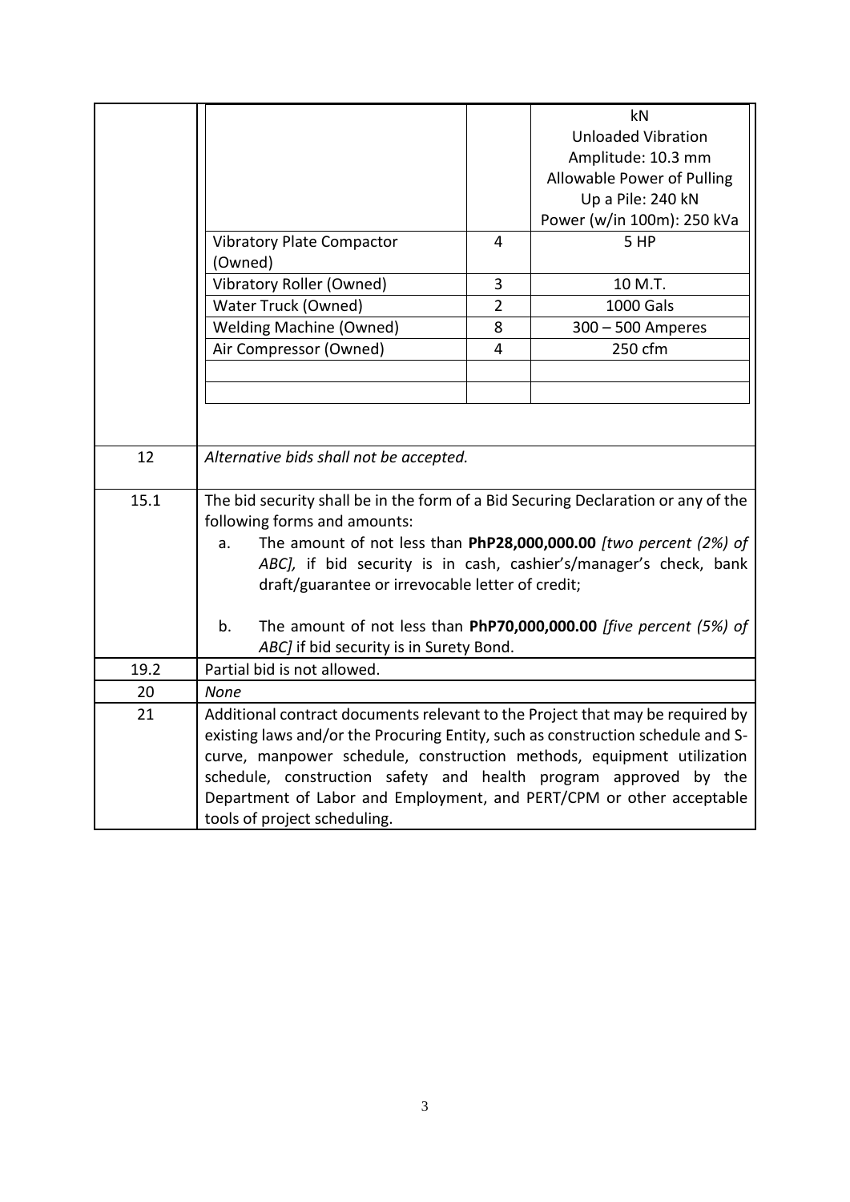| | | | |
|---|---|---|---|
| | | | kN<br>Unloaded Vibration Amplitude: 10.3 mm<br>Allowable Power of Pulling Up a Pile: 240 kN<br>Power (w/in 100m): 250 kVa |
| | Vibratory Plate Compactor (Owned) | 4 | 5 HP |
| | Vibratory Roller (Owned) | 3 | 10 M.T. |
| | Water Truck (Owned) | 2 | 1000 Gals |
| | Welding Machine (Owned) | 8 | 300 – 500 Amperes |
| | Air Compressor (Owned) | 4 | 250 cfm |
| | | | |
| | | | |
| 12 | *Alternative bids shall not be accepted.* | | |
| 15.1 | The bid security shall be in the form of a Bid Securing Declaration or any of the following forms and amounts:<br>a. The amount of not less than **PhP28,000,000.00** *[two percent (2%) of ABC],* if bid security is in cash, cashier's/manager's check, bank draft/guarantee or irrevocable letter of credit;<br>b. The amount of not less than **PhP70,000,000.00** *[five percent (5%) of ABC]* if bid security is in Surety Bond. | | |
| 19.2 | Partial bid is not allowed. | | |
| 20 | *None* | | |
| 21 | Additional contract documents relevant to the Project that may be required by existing laws and/or the Procuring Entity, such as construction schedule and S-curve, manpower schedule, construction methods, equipment utilization schedule, construction safety and health program approved by the Department of Labor and Employment, and PERT/CPM or other acceptable tools of project scheduling. | | |